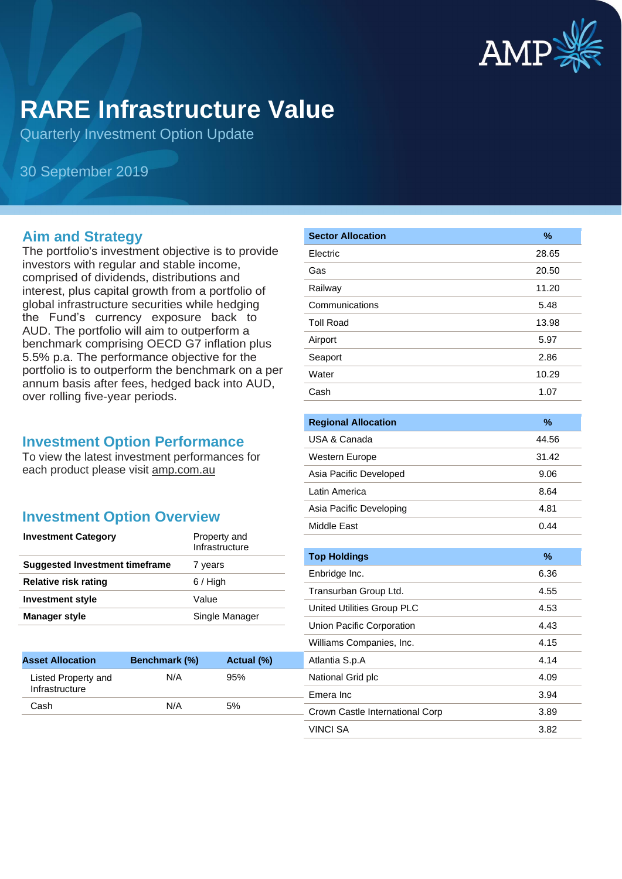# RARE Infrastructure Value

Quarterly Investment Option Update

30 September 2019

## Aim and Strategy

The portfolio's investment objective is to provide investors with regular and stable income, comprised of dividends, distributions and interest, plus capital growth from a portfolio of global infrastructure securities while hedging the Fund's currency exposure back to AUD. The portfolio will aim to outperform a benchmark comprising OECD G7 inflation plus 5.5% p.a. The performance objective for the portfolio is to outperform the benchmark on a per annum basis after fees, hedged back into AUD, over rolling five-year periods.

## Investment Option Performance

To view the latest investment performances for each product please visit amp.com.au

## Investment Option Overview

| | |
|---|---|
| **Investment Category** | Property and Infrastructure |
| **Suggested Investment timeframe** | 7 years |
| **Relative risk rating** | 6 / High |
| **Investment style** | Value |
| **Manager style** | Single Manager |

| Asset Allocation | Benchmark (%) | Actual (%) |
|---|---|---|
| Listed Property and Infrastructure | N/A | 95% |
| Cash | N/A | 5% |

| Sector Allocation | % |
|---|---|
| Electric | 28.65 |
| Gas | 20.50 |
| Railway | 11.20 |
| Communications | 5.48 |
| Toll Road | 13.98 |
| Airport | 5.97 |
| Seaport | 2.86 |
| Water | 10.29 |
| Cash | 1.07 |

| Regional Allocation | % |
|---|---|
| USA & Canada | 44.56 |
| Western Europe | 31.42 |
| Asia Pacific Developed | 9.06 |
| Latin America | 8.64 |
| Asia Pacific Developing | 4.81 |
| Middle East | 0.44 |

| Top Holdings | % |
|---|---|
| Enbridge Inc. | 6.36 |
| Transurban Group Ltd. | 4.55 |
| United Utilities Group PLC | 4.53 |
| Union Pacific Corporation | 4.43 |
| Williams Companies, Inc. | 4.15 |
| Atlantia S.p.A | 4.14 |
| National Grid plc | 4.09 |
| Emera Inc | 3.94 |
| Crown Castle International Corp | 3.89 |
| VINCI SA | 3.82 |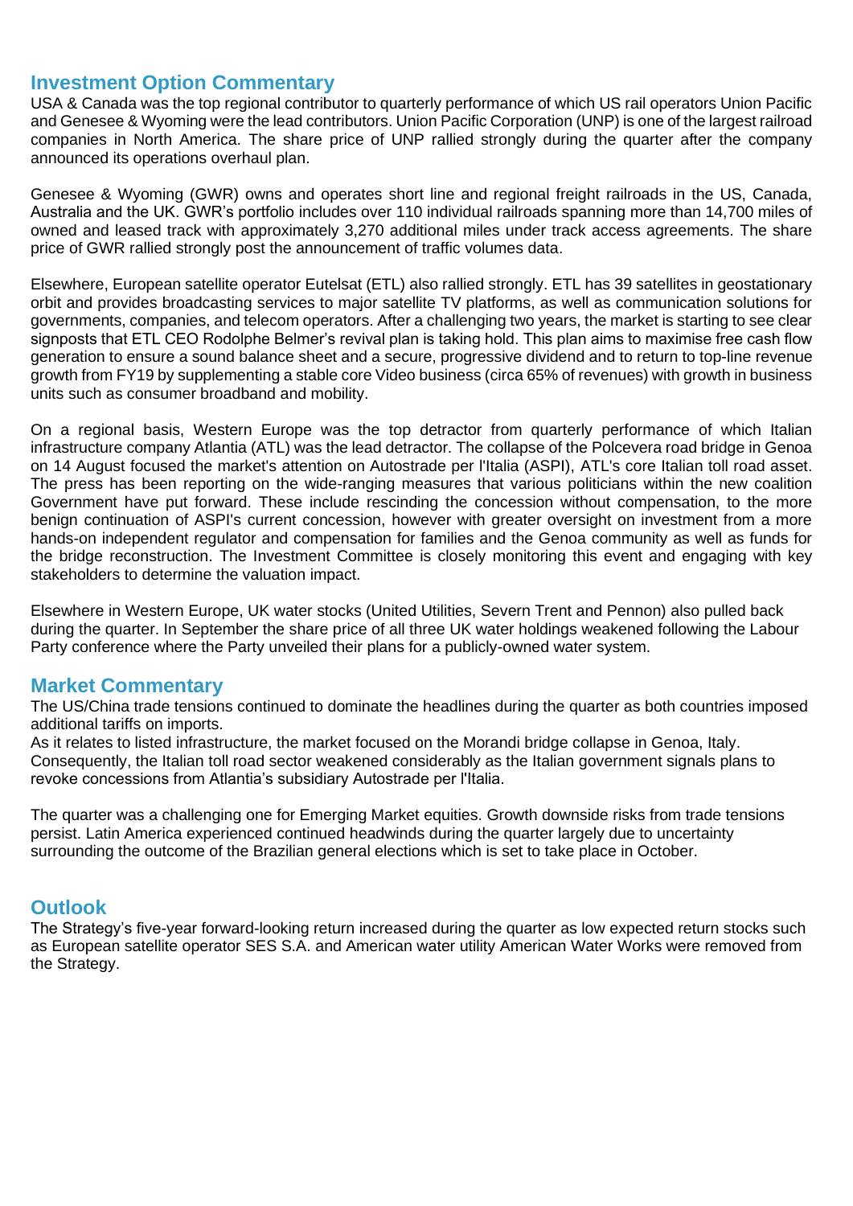## Investment Option Commentary

USA & Canada was the top regional contributor to quarterly performance of which US rail operators Union Pacific and Genesee & Wyoming were the lead contributors. Union Pacific Corporation (UNP) is one of the largest railroad companies in North America. The share price of UNP rallied strongly during the quarter after the company announced its operations overhaul plan.

Genesee & Wyoming (GWR) owns and operates short line and regional freight railroads in the US, Canada, Australia and the UK. GWR's portfolio includes over 110 individual railroads spanning more than 14,700 miles of owned and leased track with approximately 3,270 additional miles under track access agreements. The share price of GWR rallied strongly post the announcement of traffic volumes data.

Elsewhere, European satellite operator Eutelsat (ETL) also rallied strongly. ETL has 39 satellites in geostationary orbit and provides broadcasting services to major satellite TV platforms, as well as communication solutions for governments, companies, and telecom operators. After a challenging two years, the market is starting to see clear signposts that ETL CEO Rodolphe Belmer's revival plan is taking hold. This plan aims to maximise free cash flow generation to ensure a sound balance sheet and a secure, progressive dividend and to return to top-line revenue growth from FY19 by supplementing a stable core Video business (circa 65% of revenues) with growth in business units such as consumer broadband and mobility.

On a regional basis, Western Europe was the top detractor from quarterly performance of which Italian infrastructure company Atlantia (ATL) was the lead detractor. The collapse of the Polcevera road bridge in Genoa on 14 August focused the market's attention on Autostrade per l'Italia (ASPI), ATL's core Italian toll road asset. The press has been reporting on the wide-ranging measures that various politicians within the new coalition Government have put forward. These include rescinding the concession without compensation, to the more benign continuation of ASPI's current concession, however with greater oversight on investment from a more hands-on independent regulator and compensation for families and the Genoa community as well as funds for the bridge reconstruction. The Investment Committee is closely monitoring this event and engaging with key stakeholders to determine the valuation impact.

Elsewhere in Western Europe, UK water stocks (United Utilities, Severn Trent and Pennon) also pulled back during the quarter. In September the share price of all three UK water holdings weakened following the Labour Party conference where the Party unveiled their plans for a publicly-owned water system.

## Market Commentary

The US/China trade tensions continued to dominate the headlines during the quarter as both countries imposed additional tariffs on imports.
As it relates to listed infrastructure, the market focused on the Morandi bridge collapse in Genoa, Italy. Consequently, the Italian toll road sector weakened considerably as the Italian government signals plans to revoke concessions from Atlantia's subsidiary Autostrade per l'Italia.

The quarter was a challenging one for Emerging Market equities. Growth downside risks from trade tensions persist. Latin America experienced continued headwinds during the quarter largely due to uncertainty surrounding the outcome of the Brazilian general elections which is set to take place in October.

## Outlook

The Strategy's five-year forward-looking return increased during the quarter as low expected return stocks such as European satellite operator SES S.A. and American water utility American Water Works were removed from the Strategy.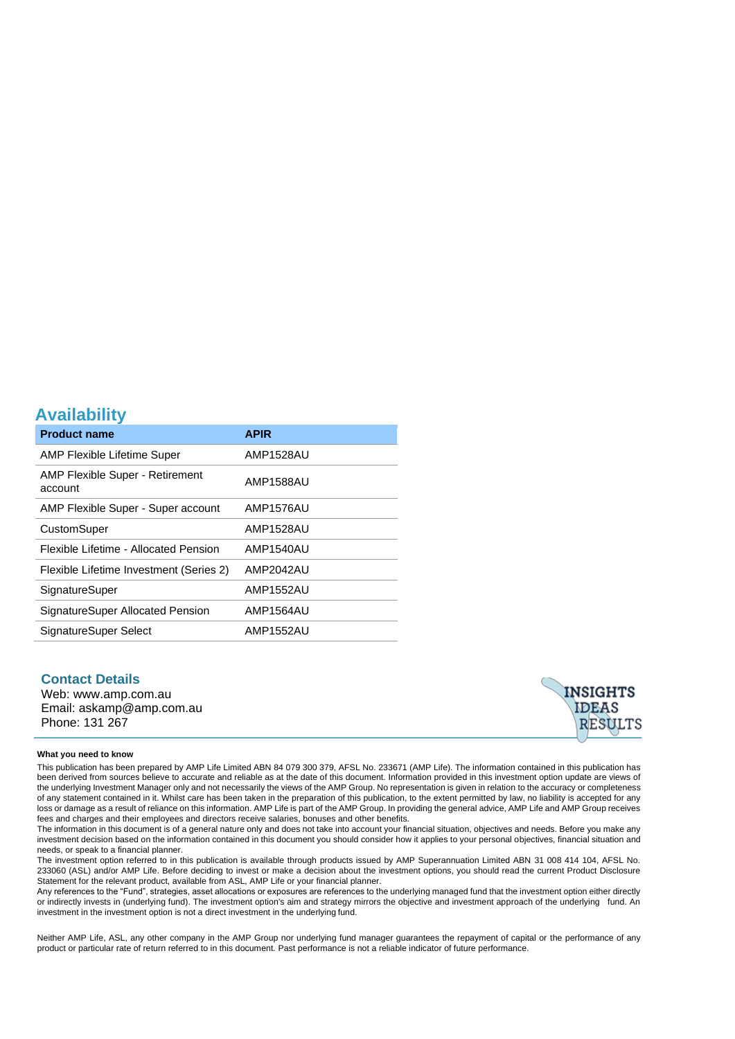## Availability

| Product name | APIR |
|---|---|
| AMP Flexible Lifetime Super | AMP1528AU |
| AMP Flexible Super - Retirement account | AMP1588AU |
| AMP Flexible Super - Super account | AMP1576AU |
| CustomSuper | AMP1528AU |
| Flexible Lifetime - Allocated Pension | AMP1540AU |
| Flexible Lifetime Investment (Series 2) | AMP2042AU |
| SignatureSuper | AMP1552AU |
| SignatureSuper Allocated Pension | AMP1564AU |
| SignatureSuper Select | AMP1552AU |

### Contact Details

Web: www.amp.com.au
Email: askamp@amp.com.au
Phone: 131 267

INSIGHTS
IDEAS
RESULTS

**What you need to know**

This publication has been prepared by AMP Life Limited ABN 84 079 300 379, AFSL No. 233671 (AMP Life). The information contained in this publication has been derived from sources believe to accurate and reliable as at the date of this document. Information provided in this investment option update are views of the underlying Investment Manager only and not necessarily the views of the AMP Group. No representation is given in relation to the accuracy or completeness of any statement contained in it. Whilst care has been taken in the preparation of this publication, to the extent permitted by law, no liability is accepted for any loss or damage as a result of reliance on this information. AMP Life is part of the AMP Group. In providing the general advice, AMP Life and AMP Group receives fees and charges and their employees and directors receive salaries, bonuses and other benefits.
The information in this document is of a general nature only and does not take into account your financial situation, objectives and needs. Before you make any investment decision based on the information contained in this document you should consider how it applies to your personal objectives, financial situation and needs, or speak to a financial planner.
The investment option referred to in this publication is available through products issued by AMP Superannuation Limited ABN 31 008 414 104, AFSL No. 233060 (ASL) and/or AMP Life. Before deciding to invest or make a decision about the investment options, you should read the current Product Disclosure Statement for the relevant product, available from ASL, AMP Life or your financial planner.
Any references to the "Fund", strategies, asset allocations or exposures are references to the underlying managed fund that the investment option either directly or indirectly invests in (underlying fund). The investment option's aim and strategy mirrors the objective and investment approach of the underlying fund. An investment in the investment option is not a direct investment in the underlying fund.

Neither AMP Life, ASL, any other company in the AMP Group nor underlying fund manager guarantees the repayment of capital or the performance of any product or particular rate of return referred to in this document. Past performance is not a reliable indicator of future performance.